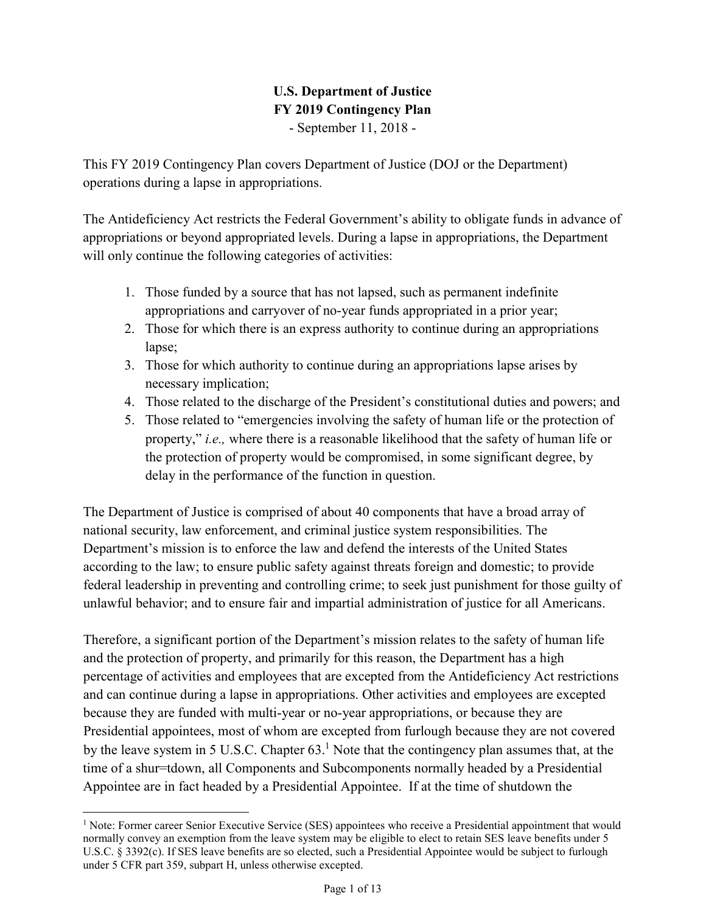**U.S. Department of Justice**
**FY 2019 Contingency Plan**
- September 11, 2018 -

This FY 2019 Contingency Plan covers Department of Justice (DOJ or the Department) operations during a lapse in appropriations.

The Antideficiency Act restricts the Federal Government's ability to obligate funds in advance of appropriations or beyond appropriated levels. During a lapse in appropriations, the Department will only continue the following categories of activities:

1. Those funded by a source that has not lapsed, such as permanent indefinite appropriations and carryover of no-year funds appropriated in a prior year;
2. Those for which there is an express authority to continue during an appropriations lapse;
3. Those for which authority to continue during an appropriations lapse arises by necessary implication;
4. Those related to the discharge of the President's constitutional duties and powers; and
5. Those related to "emergencies involving the safety of human life or the protection of property," *i.e.,* where there is a reasonable likelihood that the safety of human life or the protection of property would be compromised, in some significant degree, by delay in the performance of the function in question.

The Department of Justice is comprised of about 40 components that have a broad array of national security, law enforcement, and criminal justice system responsibilities. The Department's mission is to enforce the law and defend the interests of the United States according to the law; to ensure public safety against threats foreign and domestic; to provide federal leadership in preventing and controlling crime; to seek just punishment for those guilty of unlawful behavior; and to ensure fair and impartial administration of justice for all Americans.

Therefore, a significant portion of the Department's mission relates to the safety of human life and the protection of property, and primarily for this reason, the Department has a high percentage of activities and employees that are excepted from the Antideficiency Act restrictions and can continue during a lapse in appropriations. Other activities and employees are excepted because they are funded with multi-year or no-year appropriations, or because they are Presidential appointees, most of whom are excepted from furlough because they are not covered by the leave system in 5 U.S.C. Chapter 63.[1] Note that the contingency plan assumes that, at the time of a shur=tdown, all Components and Subcomponents normally headed by a Presidential Appointee are in fact headed by a Presidential Appointee. If at the time of shutdown the

[1] Note: Former career Senior Executive Service (SES) appointees who receive a Presidential appointment that would normally convey an exemption from the leave system may be eligible to elect to retain SES leave benefits under 5 U.S.C. § 3392(c). If SES leave benefits are so elected, such a Presidential Appointee would be subject to furlough under 5 CFR part 359, subpart H, unless otherwise excepted.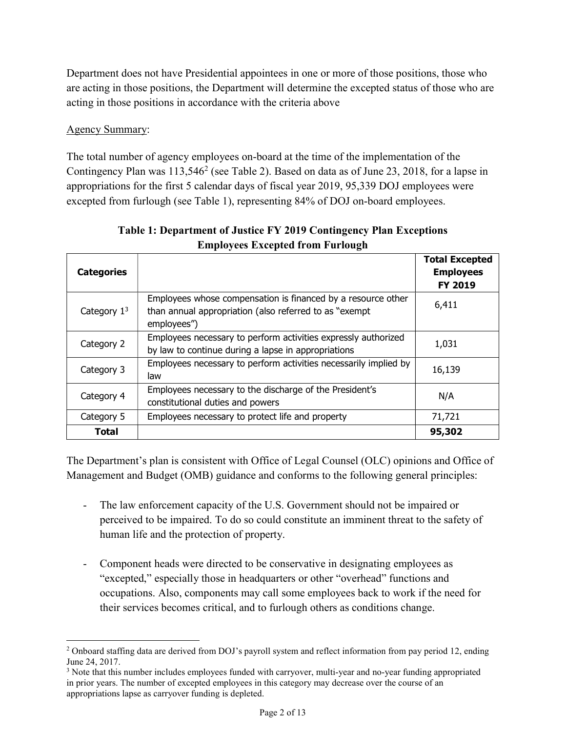Department does not have Presidential appointees in one or more of those positions, those who are acting in those positions, the Department will determine the excepted status of those who are acting in those positions in accordance with the criteria above

Agency Summary:

The total number of agency employees on-board at the time of the implementation of the Contingency Plan was 113,546[2] (see Table 2). Based on data as of June 23, 2018, for a lapse in appropriations for the first 5 calendar days of fiscal year 2019, 95,339 DOJ employees were excepted from furlough (see Table 1), representing 84% of DOJ on-board employees.

**Table 1: Department of Justice FY 2019 Contingency Plan Exceptions Employees Excepted from Furlough**

| **Categories** | | **Total Excepted Employees FY 2019** |
|---|---|---|
| Category 1[3] | Employees whose compensation is financed by a resource other than annual appropriation (also referred to as "exempt employees") | 6,411 |
| Category 2 | Employees necessary to perform activities expressly authorized by law to continue during a lapse in appropriations | 1,031 |
| Category 3 | Employees necessary to perform activities necessarily implied by law | 16,139 |
| Category 4 | Employees necessary to the discharge of the President's constitutional duties and powers | N/A |
| Category 5 | Employees necessary to protect life and property | 71,721 |
| **Total** | | **95,302** |

The Department's plan is consistent with Office of Legal Counsel (OLC) opinions and Office of Management and Budget (OMB) guidance and conforms to the following general principles:

- The law enforcement capacity of the U.S. Government should not be impaired or perceived to be impaired. To do so could constitute an imminent threat to the safety of human life and the protection of property.

- Component heads were directed to be conservative in designating employees as "excepted," especially those in headquarters or other "overhead" functions and occupations. Also, components may call some employees back to work if the need for their services becomes critical, and to furlough others as conditions change.

[2] Onboard staffing data are derived from DOJ's payroll system and reflect information from pay period 12, ending June 24, 2017.

[3] Note that this number includes employees funded with carryover, multi-year and no-year funding appropriated in prior years. The number of excepted employees in this category may decrease over the course of an appropriations lapse as carryover funding is depleted.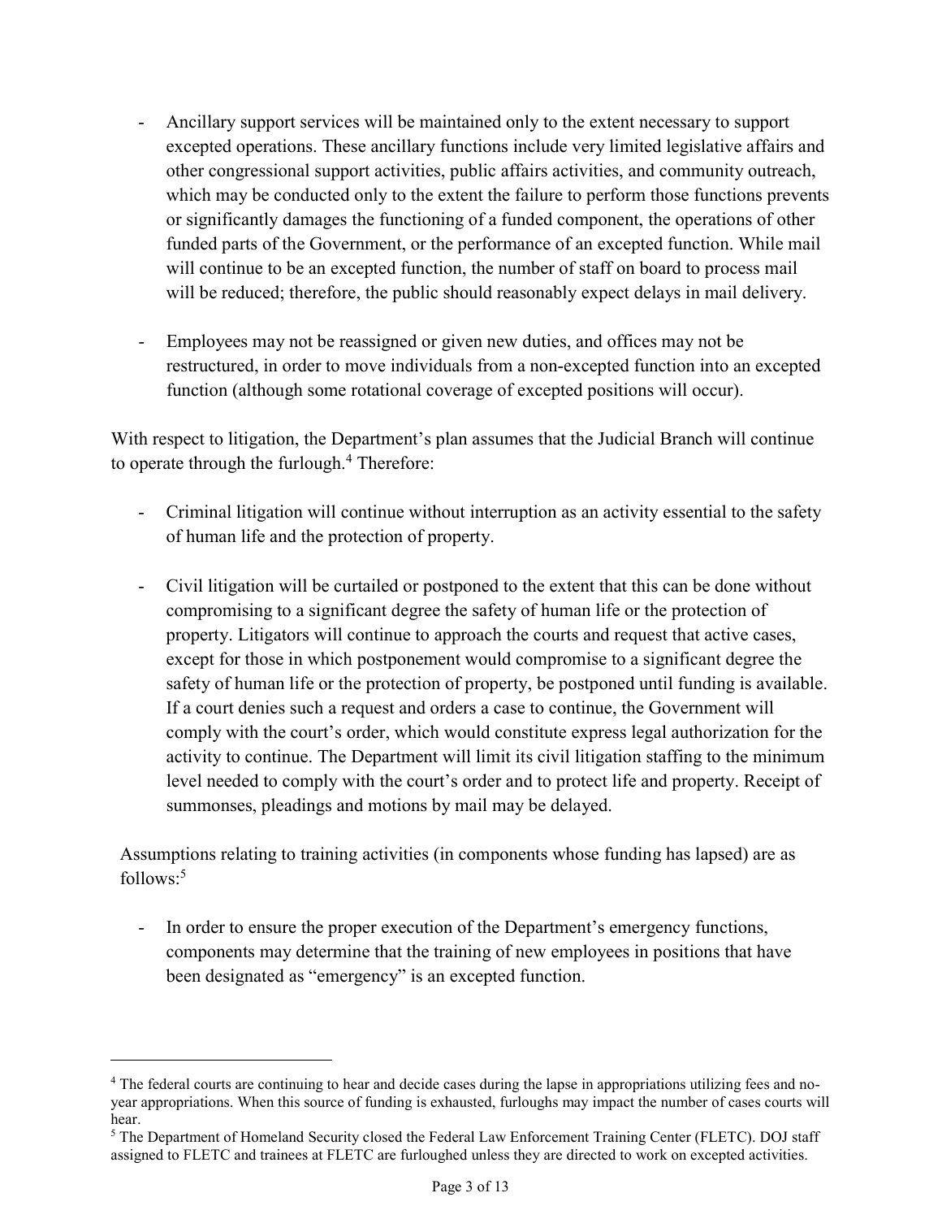- Ancillary support services will be maintained only to the extent necessary to support excepted operations. These ancillary functions include very limited legislative affairs and other congressional support activities, public affairs activities, and community outreach, which may be conducted only to the extent the failure to perform those functions prevents or significantly damages the functioning of a funded component, the operations of other funded parts of the Government, or the performance of an excepted function. While mail will continue to be an excepted function, the number of staff on board to process mail will be reduced; therefore, the public should reasonably expect delays in mail delivery.

- Employees may not be reassigned or given new duties, and offices may not be restructured, in order to move individuals from a non-excepted function into an excepted function (although some rotational coverage of excepted positions will occur).

With respect to litigation, the Department's plan assumes that the Judicial Branch will continue to operate through the furlough.[4] Therefore:

- Criminal litigation will continue without interruption as an activity essential to the safety of human life and the protection of property.

- Civil litigation will be curtailed or postponed to the extent that this can be done without compromising to a significant degree the safety of human life or the protection of property. Litigators will continue to approach the courts and request that active cases, except for those in which postponement would compromise to a significant degree the safety of human life or the protection of property, be postponed until funding is available. If a court denies such a request and orders a case to continue, the Government will comply with the court's order, which would constitute express legal authorization for the activity to continue. The Department will limit its civil litigation staffing to the minimum level needed to comply with the court's order and to protect life and property. Receipt of summonses, pleadings and motions by mail may be delayed.

Assumptions relating to training activities (in components whose funding has lapsed) are as follows:[5]

- In order to ensure the proper execution of the Department's emergency functions, components may determine that the training of new employees in positions that have been designated as "emergency" is an excepted function.

---

[4] The federal courts are continuing to hear and decide cases during the lapse in appropriations utilizing fees and no-year appropriations. When this source of funding is exhausted, furloughs may impact the number of cases courts will hear.

[5] The Department of Homeland Security closed the Federal Law Enforcement Training Center (FLETC). DOJ staff assigned to FLETC and trainees at FLETC are furloughed unless they are directed to work on excepted activities.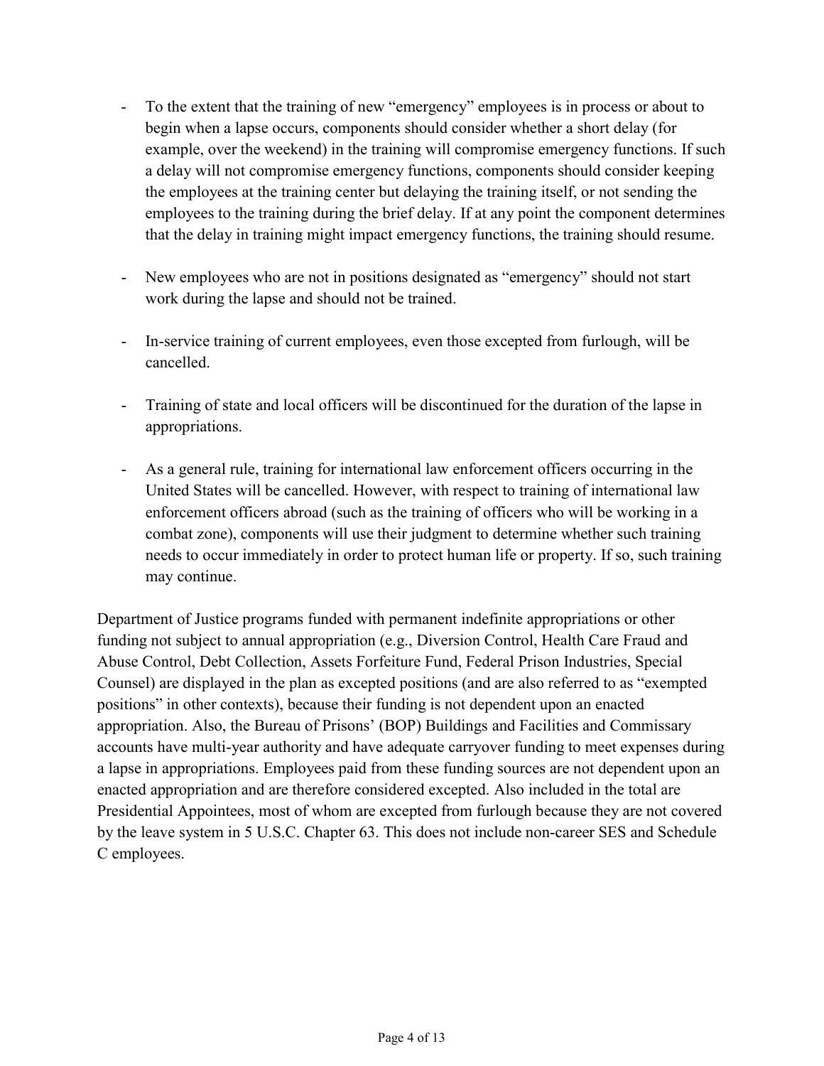- To the extent that the training of new "emergency" employees is in process or about to begin when a lapse occurs, components should consider whether a short delay (for example, over the weekend) in the training will compromise emergency functions. If such a delay will not compromise emergency functions, components should consider keeping the employees at the training center but delaying the training itself, or not sending the employees to the training during the brief delay. If at any point the component determines that the delay in training might impact emergency functions, the training should resume.

- New employees who are not in positions designated as "emergency" should not start work during the lapse and should not be trained.

- In-service training of current employees, even those excepted from furlough, will be cancelled.

- Training of state and local officers will be discontinued for the duration of the lapse in appropriations.

- As a general rule, training for international law enforcement officers occurring in the United States will be cancelled. However, with respect to training of international law enforcement officers abroad (such as the training of officers who will be working in a combat zone), components will use their judgment to determine whether such training needs to occur immediately in order to protect human life or property. If so, such training may continue.

Department of Justice programs funded with permanent indefinite appropriations or other funding not subject to annual appropriation (e.g., Diversion Control, Health Care Fraud and Abuse Control, Debt Collection, Assets Forfeiture Fund, Federal Prison Industries, Special Counsel) are displayed in the plan as excepted positions (and are also referred to as "exempted positions" in other contexts), because their funding is not dependent upon an enacted appropriation. Also, the Bureau of Prisons' (BOP) Buildings and Facilities and Commissary accounts have multi-year authority and have adequate carryover funding to meet expenses during a lapse in appropriations. Employees paid from these funding sources are not dependent upon an enacted appropriation and are therefore considered excepted. Also included in the total are Presidential Appointees, most of whom are excepted from furlough because they are not covered by the leave system in 5 U.S.C. Chapter 63. This does not include non-career SES and Schedule C employees.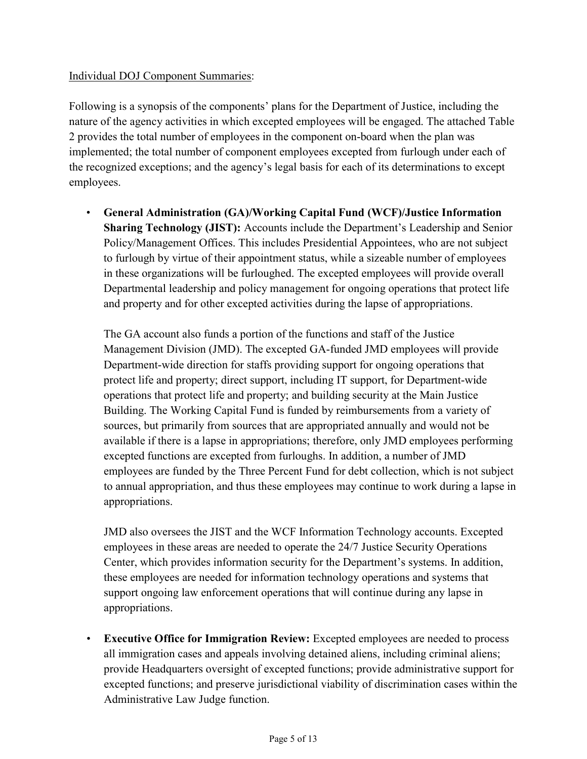Individual DOJ Component Summaries:

Following is a synopsis of the components' plans for the Department of Justice, including the nature of the agency activities in which excepted employees will be engaged. The attached Table 2 provides the total number of employees in the component on-board when the plan was implemented; the total number of component employees excepted from furlough under each of the recognized exceptions; and the agency's legal basis for each of its determinations to except employees.

- **General Administration (GA)/Working Capital Fund (WCF)/Justice Information Sharing Technology (JIST):** Accounts include the Department's Leadership and Senior Policy/Management Offices. This includes Presidential Appointees, who are not subject to furlough by virtue of their appointment status, while a sizeable number of employees in these organizations will be furloughed. The excepted employees will provide overall Departmental leadership and policy management for ongoing operations that protect life and property and for other excepted activities during the lapse of appropriations.

  The GA account also funds a portion of the functions and staff of the Justice Management Division (JMD). The excepted GA-funded JMD employees will provide Department-wide direction for staffs providing support for ongoing operations that protect life and property; direct support, including IT support, for Department-wide operations that protect life and property; and building security at the Main Justice Building. The Working Capital Fund is funded by reimbursements from a variety of sources, but primarily from sources that are appropriated annually and would not be available if there is a lapse in appropriations; therefore, only JMD employees performing excepted functions are excepted from furloughs. In addition, a number of JMD employees are funded by the Three Percent Fund for debt collection, which is not subject to annual appropriation, and thus these employees may continue to work during a lapse in appropriations.

  JMD also oversees the JIST and the WCF Information Technology accounts. Excepted employees in these areas are needed to operate the 24/7 Justice Security Operations Center, which provides information security for the Department's systems. In addition, these employees are needed for information technology operations and systems that support ongoing law enforcement operations that will continue during any lapse in appropriations.

- **Executive Office for Immigration Review:** Excepted employees are needed to process all immigration cases and appeals involving detained aliens, including criminal aliens; provide Headquarters oversight of excepted functions; provide administrative support for excepted functions; and preserve jurisdictional viability of discrimination cases within the Administrative Law Judge function.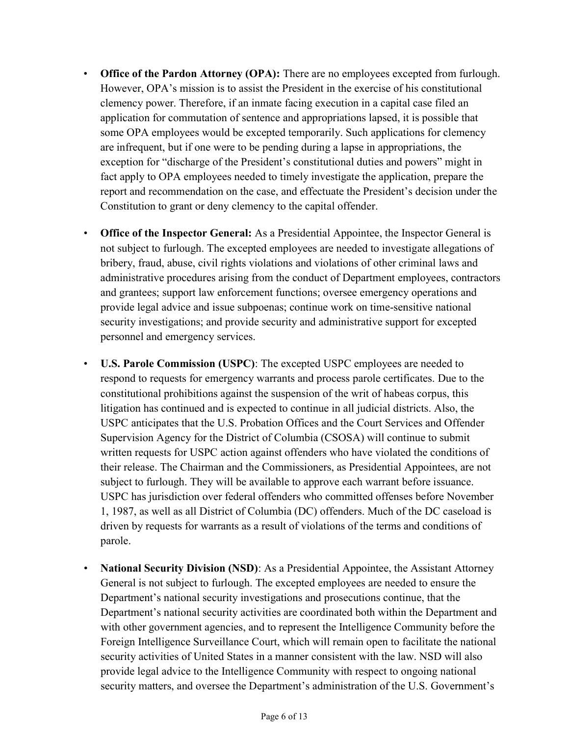- **Office of the Pardon Attorney (OPA):** There are no employees excepted from furlough. However, OPA's mission is to assist the President in the exercise of his constitutional clemency power. Therefore, if an inmate facing execution in a capital case filed an application for commutation of sentence and appropriations lapsed, it is possible that some OPA employees would be excepted temporarily. Such applications for clemency are infrequent, but if one were to be pending during a lapse in appropriations, the exception for "discharge of the President's constitutional duties and powers" might in fact apply to OPA employees needed to timely investigate the application, prepare the report and recommendation on the case, and effectuate the President's decision under the Constitution to grant or deny clemency to the capital offender.

- **Office of the Inspector General:** As a Presidential Appointee, the Inspector General is not subject to furlough. The excepted employees are needed to investigate allegations of bribery, fraud, abuse, civil rights violations and violations of other criminal laws and administrative procedures arising from the conduct of Department employees, contractors and grantees; support law enforcement functions; oversee emergency operations and provide legal advice and issue subpoenas; continue work on time-sensitive national security investigations; and provide security and administrative support for excepted personnel and emergency services.

- **U.S. Parole Commission (USPC)**: The excepted USPC employees are needed to respond to requests for emergency warrants and process parole certificates. Due to the constitutional prohibitions against the suspension of the writ of habeas corpus, this litigation has continued and is expected to continue in all judicial districts. Also, the USPC anticipates that the U.S. Probation Offices and the Court Services and Offender Supervision Agency for the District of Columbia (CSOSA) will continue to submit written requests for USPC action against offenders who have violated the conditions of their release. The Chairman and the Commissioners, as Presidential Appointees, are not subject to furlough. They will be available to approve each warrant before issuance. USPC has jurisdiction over federal offenders who committed offenses before November 1, 1987, as well as all District of Columbia (DC) offenders. Much of the DC caseload is driven by requests for warrants as a result of violations of the terms and conditions of parole.

- **National Security Division (NSD)**: As a Presidential Appointee, the Assistant Attorney General is not subject to furlough. The excepted employees are needed to ensure the Department's national security investigations and prosecutions continue, that the Department's national security activities are coordinated both within the Department and with other government agencies, and to represent the Intelligence Community before the Foreign Intelligence Surveillance Court, which will remain open to facilitate the national security activities of United States in a manner consistent with the law. NSD will also provide legal advice to the Intelligence Community with respect to ongoing national security matters, and oversee the Department's administration of the U.S. Government's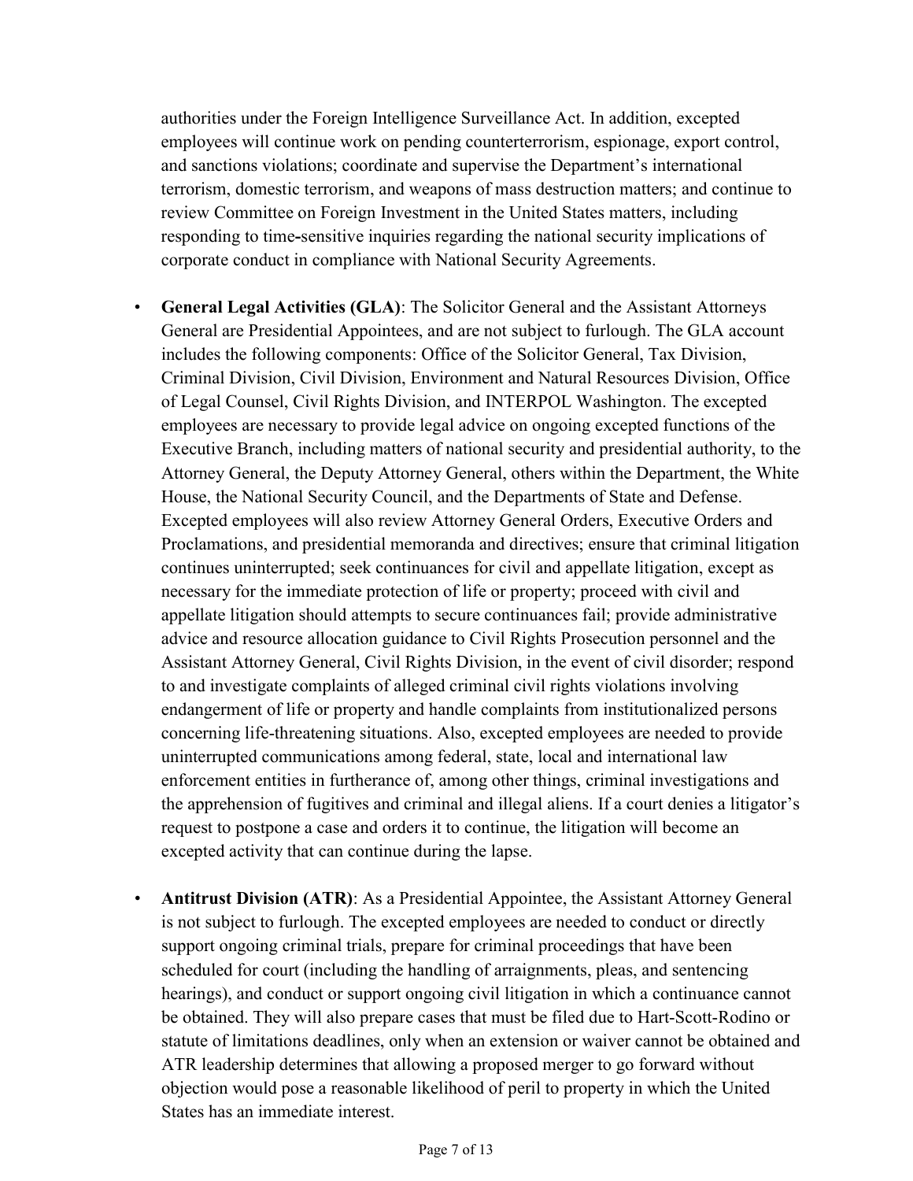authorities under the Foreign Intelligence Surveillance Act. In addition, excepted employees will continue work on pending counterterrorism, espionage, export control, and sanctions violations; coordinate and supervise the Department's international terrorism, domestic terrorism, and weapons of mass destruction matters; and continue to review Committee on Foreign Investment in the United States matters, including responding to time-sensitive inquiries regarding the national security implications of corporate conduct in compliance with National Security Agreements.

- **General Legal Activities (GLA)**: The Solicitor General and the Assistant Attorneys General are Presidential Appointees, and are not subject to furlough. The GLA account includes the following components: Office of the Solicitor General, Tax Division, Criminal Division, Civil Division, Environment and Natural Resources Division, Office of Legal Counsel, Civil Rights Division, and INTERPOL Washington. The excepted employees are necessary to provide legal advice on ongoing excepted functions of the Executive Branch, including matters of national security and presidential authority, to the Attorney General, the Deputy Attorney General, others within the Department, the White House, the National Security Council, and the Departments of State and Defense. Excepted employees will also review Attorney General Orders, Executive Orders and Proclamations, and presidential memoranda and directives; ensure that criminal litigation continues uninterrupted; seek continuances for civil and appellate litigation, except as necessary for the immediate protection of life or property; proceed with civil and appellate litigation should attempts to secure continuances fail; provide administrative advice and resource allocation guidance to Civil Rights Prosecution personnel and the Assistant Attorney General, Civil Rights Division, in the event of civil disorder; respond to and investigate complaints of alleged criminal civil rights violations involving endangerment of life or property and handle complaints from institutionalized persons concerning life-threatening situations. Also, excepted employees are needed to provide uninterrupted communications among federal, state, local and international law enforcement entities in furtherance of, among other things, criminal investigations and the apprehension of fugitives and criminal and illegal aliens. If a court denies a litigator's request to postpone a case and orders it to continue, the litigation will become an excepted activity that can continue during the lapse.

- **Antitrust Division (ATR)**: As a Presidential Appointee, the Assistant Attorney General is not subject to furlough. The excepted employees are needed to conduct or directly support ongoing criminal trials, prepare for criminal proceedings that have been scheduled for court (including the handling of arraignments, pleas, and sentencing hearings), and conduct or support ongoing civil litigation in which a continuance cannot be obtained. They will also prepare cases that must be filed due to Hart-Scott-Rodino or statute of limitations deadlines, only when an extension or waiver cannot be obtained and ATR leadership determines that allowing a proposed merger to go forward without objection would pose a reasonable likelihood of peril to property in which the United States has an immediate interest.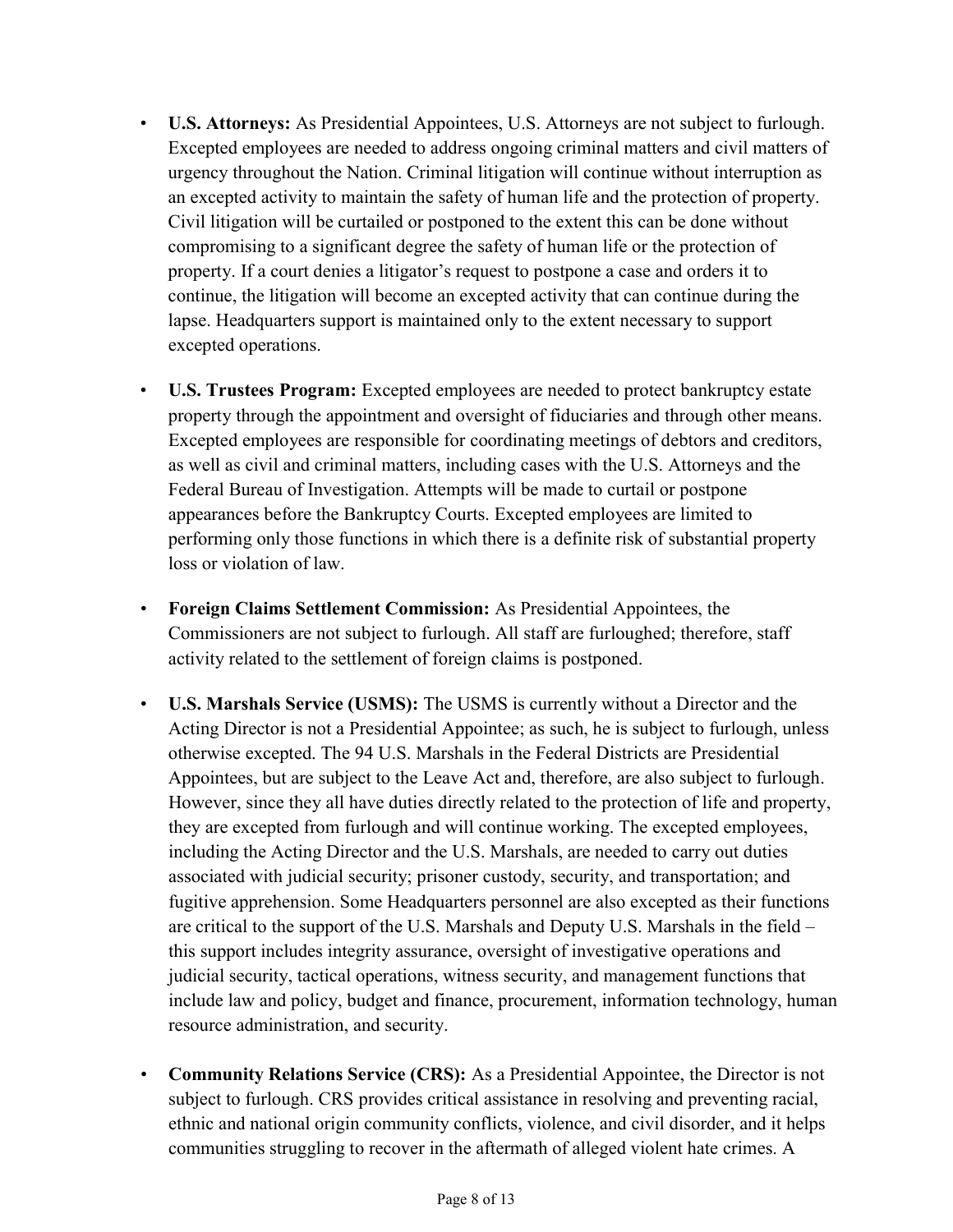- **U.S. Attorneys:** As Presidential Appointees, U.S. Attorneys are not subject to furlough. Excepted employees are needed to address ongoing criminal matters and civil matters of urgency throughout the Nation. Criminal litigation will continue without interruption as an excepted activity to maintain the safety of human life and the protection of property. Civil litigation will be curtailed or postponed to the extent this can be done without compromising to a significant degree the safety of human life or the protection of property. If a court denies a litigator's request to postpone a case and orders it to continue, the litigation will become an excepted activity that can continue during the lapse. Headquarters support is maintained only to the extent necessary to support excepted operations.

- **U.S. Trustees Program:** Excepted employees are needed to protect bankruptcy estate property through the appointment and oversight of fiduciaries and through other means. Excepted employees are responsible for coordinating meetings of debtors and creditors, as well as civil and criminal matters, including cases with the U.S. Attorneys and the Federal Bureau of Investigation. Attempts will be made to curtail or postpone appearances before the Bankruptcy Courts. Excepted employees are limited to performing only those functions in which there is a definite risk of substantial property loss or violation of law.

- **Foreign Claims Settlement Commission:** As Presidential Appointees, the Commissioners are not subject to furlough. All staff are furloughed; therefore, staff activity related to the settlement of foreign claims is postponed.

- **U.S. Marshals Service (USMS):** The USMS is currently without a Director and the Acting Director is not a Presidential Appointee; as such, he is subject to furlough, unless otherwise excepted. The 94 U.S. Marshals in the Federal Districts are Presidential Appointees, but are subject to the Leave Act and, therefore, are also subject to furlough. However, since they all have duties directly related to the protection of life and property, they are excepted from furlough and will continue working. The excepted employees, including the Acting Director and the U.S. Marshals, are needed to carry out duties associated with judicial security; prisoner custody, security, and transportation; and fugitive apprehension. Some Headquarters personnel are also excepted as their functions are critical to the support of the U.S. Marshals and Deputy U.S. Marshals in the field – this support includes integrity assurance, oversight of investigative operations and judicial security, tactical operations, witness security, and management functions that include law and policy, budget and finance, procurement, information technology, human resource administration, and security.

- **Community Relations Service (CRS):** As a Presidential Appointee, the Director is not subject to furlough. CRS provides critical assistance in resolving and preventing racial, ethnic and national origin community conflicts, violence, and civil disorder, and it helps communities struggling to recover in the aftermath of alleged violent hate crimes. A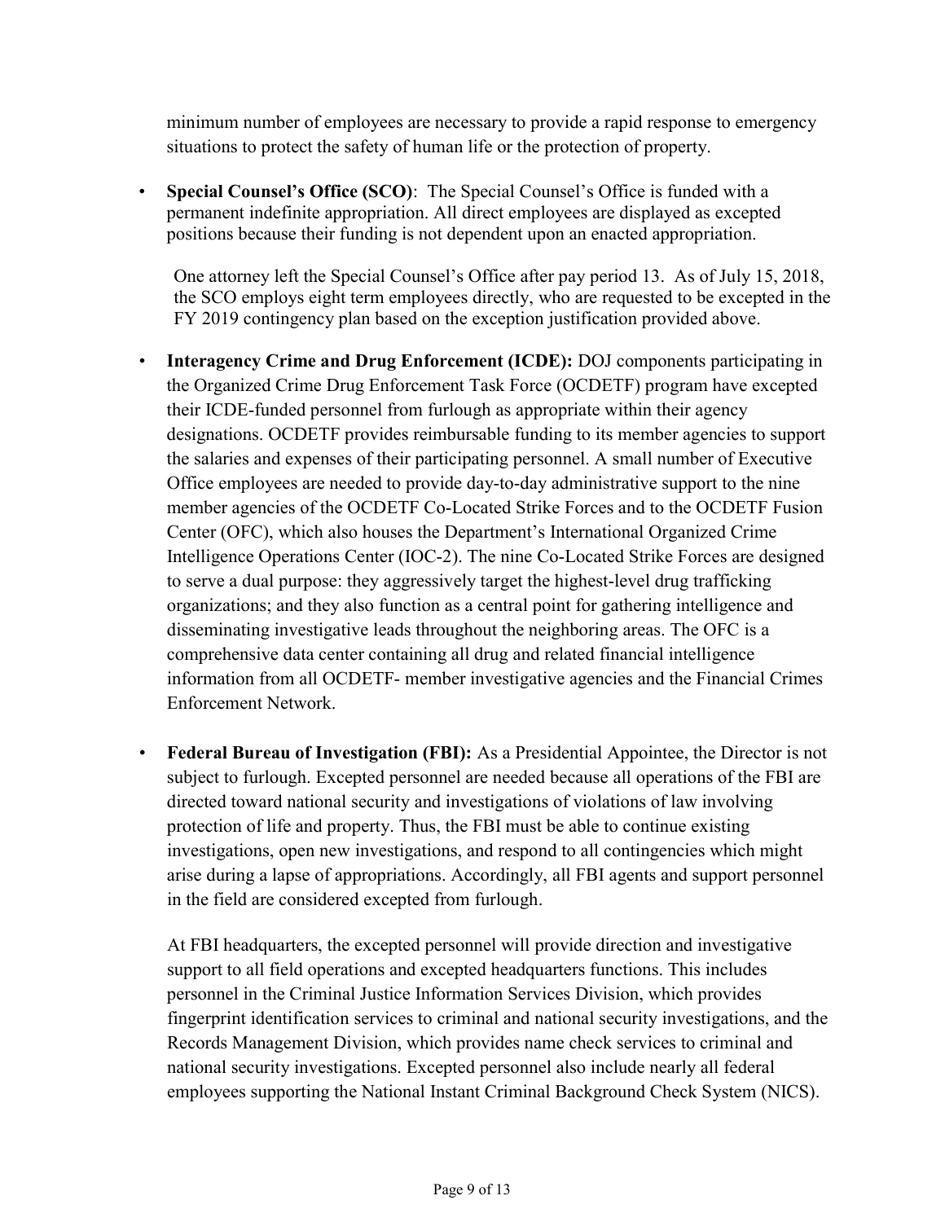minimum number of employees are necessary to provide a rapid response to emergency situations to protect the safety of human life or the protection of property.

- **Special Counsel's Office (SCO)**: The Special Counsel's Office is funded with a permanent indefinite appropriation. All direct employees are displayed as excepted positions because their funding is not dependent upon an enacted appropriation.

  One attorney left the Special Counsel's Office after pay period 13. As of July 15, 2018, the SCO employs eight term employees directly, who are requested to be excepted in the FY 2019 contingency plan based on the exception justification provided above.

- **Interagency Crime and Drug Enforcement (ICDE):** DOJ components participating in the Organized Crime Drug Enforcement Task Force (OCDETF) program have excepted their ICDE-funded personnel from furlough as appropriate within their agency designations. OCDETF provides reimbursable funding to its member agencies to support the salaries and expenses of their participating personnel. A small number of Executive Office employees are needed to provide day-to-day administrative support to the nine member agencies of the OCDETF Co-Located Strike Forces and to the OCDETF Fusion Center (OFC), which also houses the Department's International Organized Crime Intelligence Operations Center (IOC-2). The nine Co-Located Strike Forces are designed to serve a dual purpose: they aggressively target the highest-level drug trafficking organizations; and they also function as a central point for gathering intelligence and disseminating investigative leads throughout the neighboring areas. The OFC is a comprehensive data center containing all drug and related financial intelligence information from all OCDETF- member investigative agencies and the Financial Crimes Enforcement Network.

- **Federal Bureau of Investigation (FBI):** As a Presidential Appointee, the Director is not subject to furlough. Excepted personnel are needed because all operations of the FBI are directed toward national security and investigations of violations of law involving protection of life and property. Thus, the FBI must be able to continue existing investigations, open new investigations, and respond to all contingencies which might arise during a lapse of appropriations. Accordingly, all FBI agents and support personnel in the field are considered excepted from furlough.

  At FBI headquarters, the excepted personnel will provide direction and investigative support to all field operations and excepted headquarters functions. This includes personnel in the Criminal Justice Information Services Division, which provides fingerprint identification services to criminal and national security investigations, and the Records Management Division, which provides name check services to criminal and national security investigations. Excepted personnel also include nearly all federal employees supporting the National Instant Criminal Background Check System (NICS).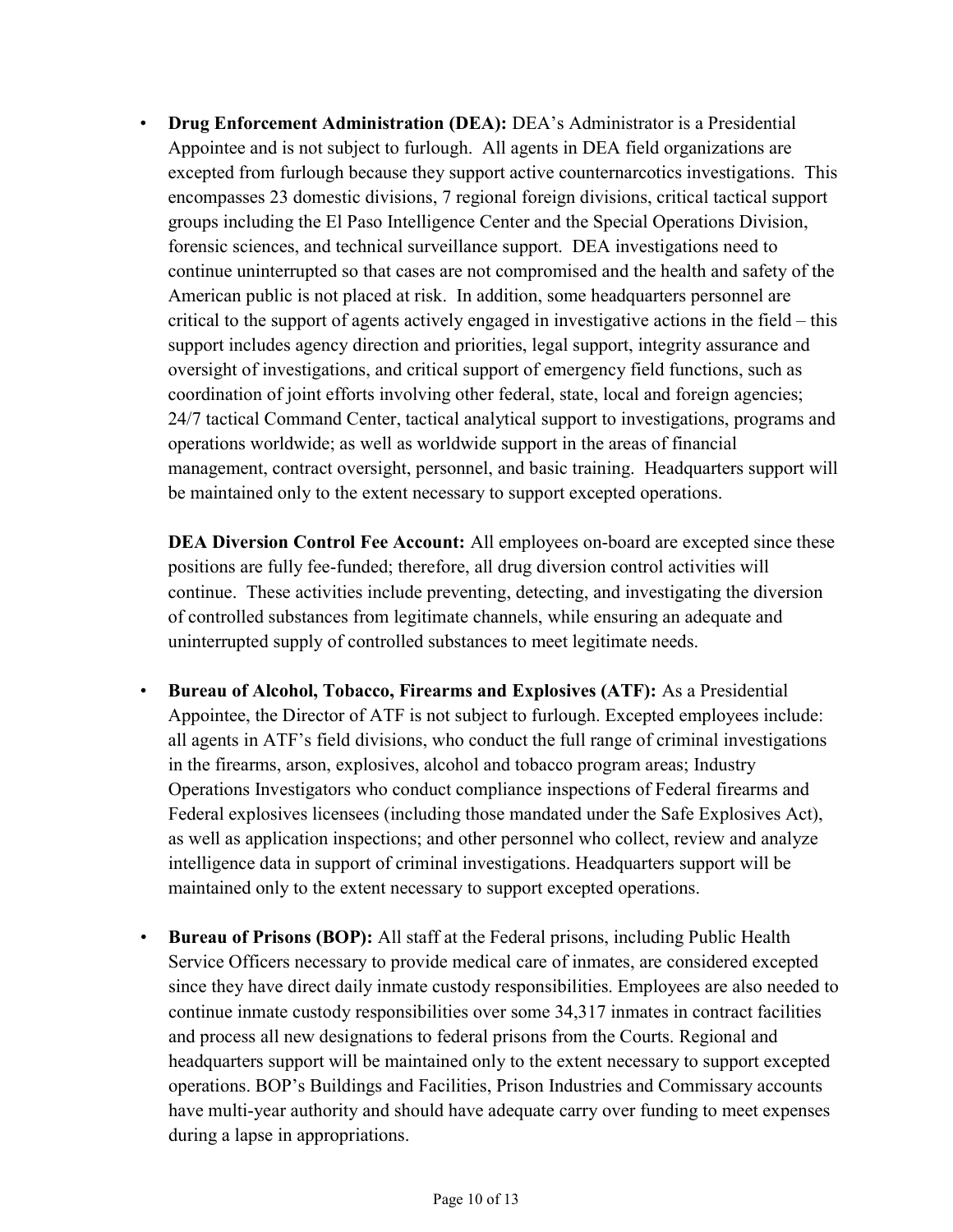- **Drug Enforcement Administration (DEA):** DEA's Administrator is a Presidential Appointee and is not subject to furlough. All agents in DEA field organizations are excepted from furlough because they support active counternarcotics investigations. This encompasses 23 domestic divisions, 7 regional foreign divisions, critical tactical support groups including the El Paso Intelligence Center and the Special Operations Division, forensic sciences, and technical surveillance support. DEA investigations need to continue uninterrupted so that cases are not compromised and the health and safety of the American public is not placed at risk. In addition, some headquarters personnel are critical to the support of agents actively engaged in investigative actions in the field – this support includes agency direction and priorities, legal support, integrity assurance and oversight of investigations, and critical support of emergency field functions, such as coordination of joint efforts involving other federal, state, local and foreign agencies; 24/7 tactical Command Center, tactical analytical support to investigations, programs and operations worldwide; as well as worldwide support in the areas of financial management, contract oversight, personnel, and basic training. Headquarters support will be maintained only to the extent necessary to support excepted operations.

  **DEA Diversion Control Fee Account:** All employees on-board are excepted since these positions are fully fee-funded; therefore, all drug diversion control activities will continue. These activities include preventing, detecting, and investigating the diversion of controlled substances from legitimate channels, while ensuring an adequate and uninterrupted supply of controlled substances to meet legitimate needs.

- **Bureau of Alcohol, Tobacco, Firearms and Explosives (ATF):** As a Presidential Appointee, the Director of ATF is not subject to furlough. Excepted employees include: all agents in ATF's field divisions, who conduct the full range of criminal investigations in the firearms, arson, explosives, alcohol and tobacco program areas; Industry Operations Investigators who conduct compliance inspections of Federal firearms and Federal explosives licensees (including those mandated under the Safe Explosives Act), as well as application inspections; and other personnel who collect, review and analyze intelligence data in support of criminal investigations. Headquarters support will be maintained only to the extent necessary to support excepted operations.

- **Bureau of Prisons (BOP):** All staff at the Federal prisons, including Public Health Service Officers necessary to provide medical care of inmates, are considered excepted since they have direct daily inmate custody responsibilities. Employees are also needed to continue inmate custody responsibilities over some 34,317 inmates in contract facilities and process all new designations to federal prisons from the Courts. Regional and headquarters support will be maintained only to the extent necessary to support excepted operations. BOP's Buildings and Facilities, Prison Industries and Commissary accounts have multi-year authority and should have adequate carry over funding to meet expenses during a lapse in appropriations.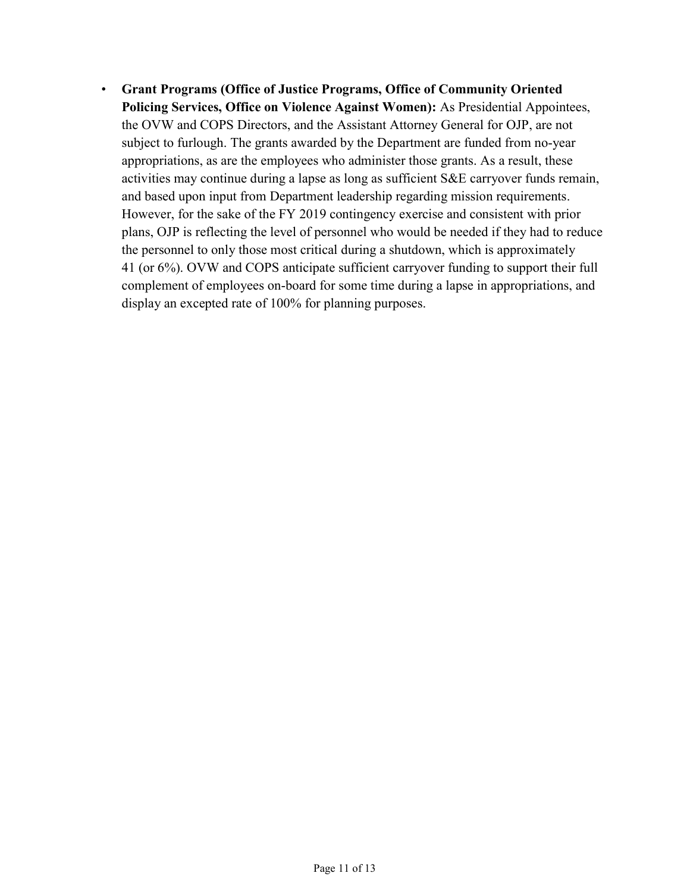- **Grant Programs (Office of Justice Programs, Office of Community Oriented Policing Services, Office on Violence Against Women):** As Presidential Appointees, the OVW and COPS Directors, and the Assistant Attorney General for OJP, are not subject to furlough. The grants awarded by the Department are funded from no-year appropriations, as are the employees who administer those grants. As a result, these activities may continue during a lapse as long as sufficient S&E carryover funds remain, and based upon input from Department leadership regarding mission requirements. However, for the sake of the FY 2019 contingency exercise and consistent with prior plans, OJP is reflecting the level of personnel who would be needed if they had to reduce the personnel to only those most critical during a shutdown, which is approximately 41 (or 6%). OVW and COPS anticipate sufficient carryover funding to support their full complement of employees on-board for some time during a lapse in appropriations, and display an excepted rate of 100% for planning purposes.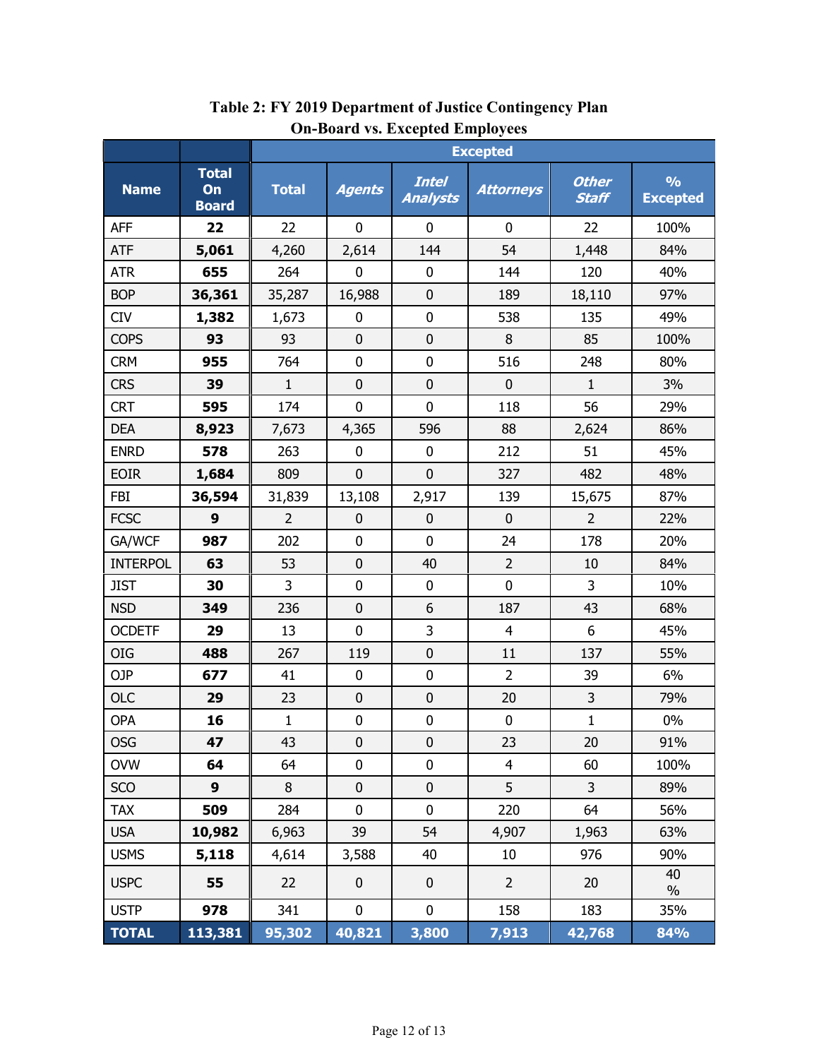**Table 2: FY 2019 Department of Justice Contingency Plan On-Board vs. Excepted Employees**

| | | Excepted | | | | | |
|---|---|---|---|---|---|---|---|
| **Name** | **Total On Board** | **Total** | ***Agents*** | ***Intel Analysts*** | ***Attorneys*** | ***Other Staff*** | **% Excepted** |
| AFF | **22** | 22 | 0 | 0 | 0 | 22 | 100% |
| ATF | **5,061** | 4,260 | 2,614 | 144 | 54 | 1,448 | 84% |
| ATR | **655** | 264 | 0 | 0 | 144 | 120 | 40% |
| BOP | **36,361** | 35,287 | 16,988 | 0 | 189 | 18,110 | 97% |
| CIV | **1,382** | 1,673 | 0 | 0 | 538 | 135 | 49% |
| COPS | **93** | 93 | 0 | 0 | 8 | 85 | 100% |
| CRM | **955** | 764 | 0 | 0 | 516 | 248 | 80% |
| CRS | **39** | 1 | 0 | 0 | 0 | 1 | 3% |
| CRT | **595** | 174 | 0 | 0 | 118 | 56 | 29% |
| DEA | **8,923** | 7,673 | 4,365 | 596 | 88 | 2,624 | 86% |
| ENRD | **578** | 263 | 0 | 0 | 212 | 51 | 45% |
| EOIR | **1,684** | 809 | 0 | 0 | 327 | 482 | 48% |
| FBI | **36,594** | 31,839 | 13,108 | 2,917 | 139 | 15,675 | 87% |
| FCSC | **9** | 2 | 0 | 0 | 0 | 2 | 22% |
| GA/WCF | **987** | 202 | 0 | 0 | 24 | 178 | 20% |
| INTERPOL | **63** | 53 | 0 | 40 | 2 | 10 | 84% |
| JIST | **30** | 3 | 0 | 0 | 0 | 3 | 10% |
| NSD | **349** | 236 | 0 | 6 | 187 | 43 | 68% |
| OCDETF | **29** | 13 | 0 | 3 | 4 | 6 | 45% |
| OIG | **488** | 267 | 119 | 0 | 11 | 137 | 55% |
| OJP | **677** | 41 | 0 | 0 | 2 | 39 | 6% |
| OLC | **29** | 23 | 0 | 0 | 20 | 3 | 79% |
| OPA | **16** | 1 | 0 | 0 | 0 | 1 | 0% |
| OSG | **47** | 43 | 0 | 0 | 23 | 20 | 91% |
| OVW | **64** | 64 | 0 | 0 | 4 | 60 | 100% |
| SCO | **9** | 8 | 0 | 0 | 5 | 3 | 89% |
| TAX | **509** | 284 | 0 | 0 | 220 | 64 | 56% |
| USA | **10,982** | 6,963 | 39 | 54 | 4,907 | 1,963 | 63% |
| USMS | **5,118** | 4,614 | 3,588 | 40 | 10 | 976 | 90% |
| USPC | **55** | 22 | 0 | 0 | 2 | 20 | 40 % |
| USTP | **978** | 341 | 0 | 0 | 158 | 183 | 35% |
| **TOTAL** | **113,381** | **95,302** | **40,821** | **3,800** | **7,913** | **42,768** | **84%** |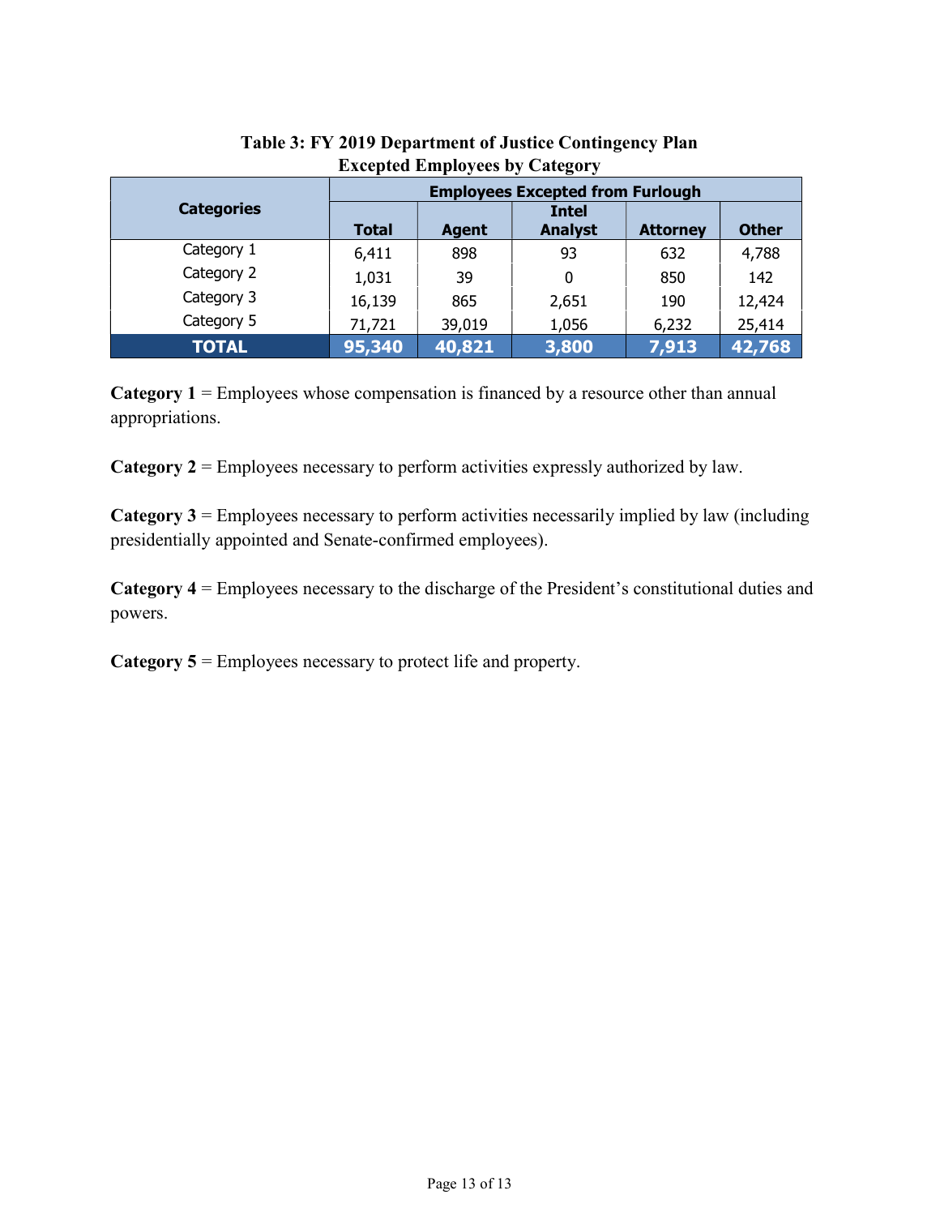**Table 3: FY 2019 Department of Justice Contingency Plan Excepted Employees by Category**

| Categories | Employees Excepted from Furlough | | | | |
|---|---|---|---|---|---|
| | Total | Agent | Intel Analyst | Attorney | Other |
| Category 1 | 6,411 | 898 | 93 | 632 | 4,788 |
| Category 2 | 1,031 | 39 | 0 | 850 | 142 |
| Category 3 | 16,139 | 865 | 2,651 | 190 | 12,424 |
| Category 5 | 71,721 | 39,019 | 1,056 | 6,232 | 25,414 |
| **TOTAL** | **95,340** | **40,821** | **3,800** | **7,913** | **42,768** |

**Category 1** = Employees whose compensation is financed by a resource other than annual appropriations.

**Category 2** = Employees necessary to perform activities expressly authorized by law.

**Category 3** = Employees necessary to perform activities necessarily implied by law (including presidentially appointed and Senate-confirmed employees).

**Category 4** = Employees necessary to the discharge of the President's constitutional duties and powers.

**Category 5** = Employees necessary to protect life and property.